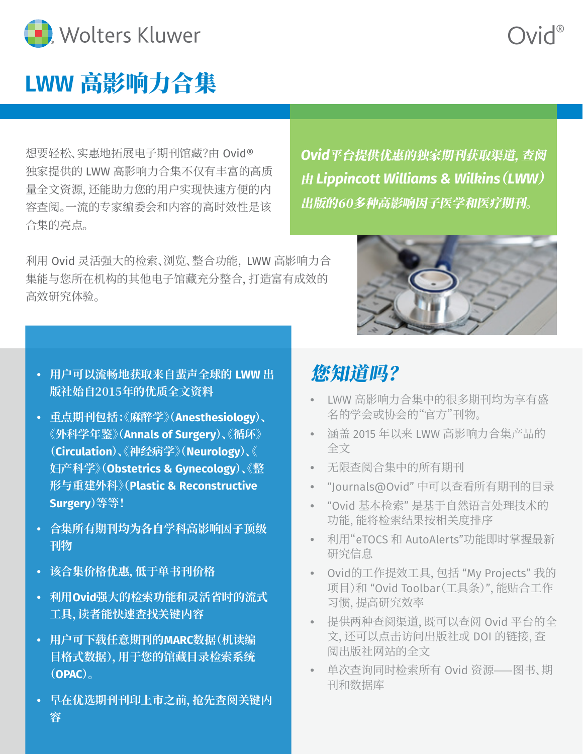# LWW 高影响力合集

想要轻松、实惠地拓展电子期刊馆藏?由 Ovid® 独家提供的 LWW 高影响力合集不仅有丰富的高质量全文资源, 还能助力您的用户实现快速方便的内容查阅。一流的专家编委会和内容的高时效性是该合集的亮点。

利用 Ovid 灵活强大的检索、浏览、整合功能, LWW 高影响力合集能与您所在机构的其他电子馆藏充分整合, 打造富有成效的高效研究体验。

***Ovid平台提供优惠的独家期刊获取渠道, 查阅由 Lippincott Williams & Wilkins (LWW) 出版的60多种高影响因子医学和医疗期刊。***

- **用户可以流畅地获取来自蜚声全球的 LWW 出版社始自2015年的优质全文资料**
- **重点期刊包括:《麻醉学》(Anesthesiology)、《外科学年鉴》(Annals of Surgery)、《循环》(Circulation)、《神经病学》(Neurology)、《妇产科学》(Obstetrics & Gynecology)、《整形与重建外科》(Plastic & Reconstructive Surgery)等等!**
- **合集所有期刊均为各自学科高影响因子顶级刊物**
- **该合集价格优惠, 低于单书刊价格**
- **利用Ovid强大的检索功能和灵活省时的流式工具, 读者能快速查找关键内容**
- **用户可下载任意期刊的MARC数据(机读编目格式数据), 用于您的馆藏目录检索系统(OPAC)。**
- **早在优选期刊刊印上市之前, 抢先查阅关键内容**

## 您知道吗?

- LWW 高影响力合集中的很多期刊均为享有盛名的学会或协会的"官方"刊物。
- 涵盖 2015 年以来 LWW 高影响力合集产品的全文
- 无限查阅合集中的所有期刊
- "Journals@Ovid" 中可以查看所有期刊的目录
- "Ovid 基本检索" 是基于自然语言处理技术的功能, 能将检索结果按相关度排序
- 利用"eTOCS 和 AutoAlerts"功能即时掌握最新研究信息
- Ovid的工作提效工具, 包括 "My Projects" 我的项目) 和 "Ovid Toolbar(工具条)", 能贴合工作习惯, 提高研究效率
- 提供两种查阅渠道, 既可以查阅 Ovid 平台的全文, 还可以点击访问出版社或 DOI 的链接, 查阅出版社网站的全文
- 单次查询同时检索所有 Ovid 资源——图书、期刊和数据库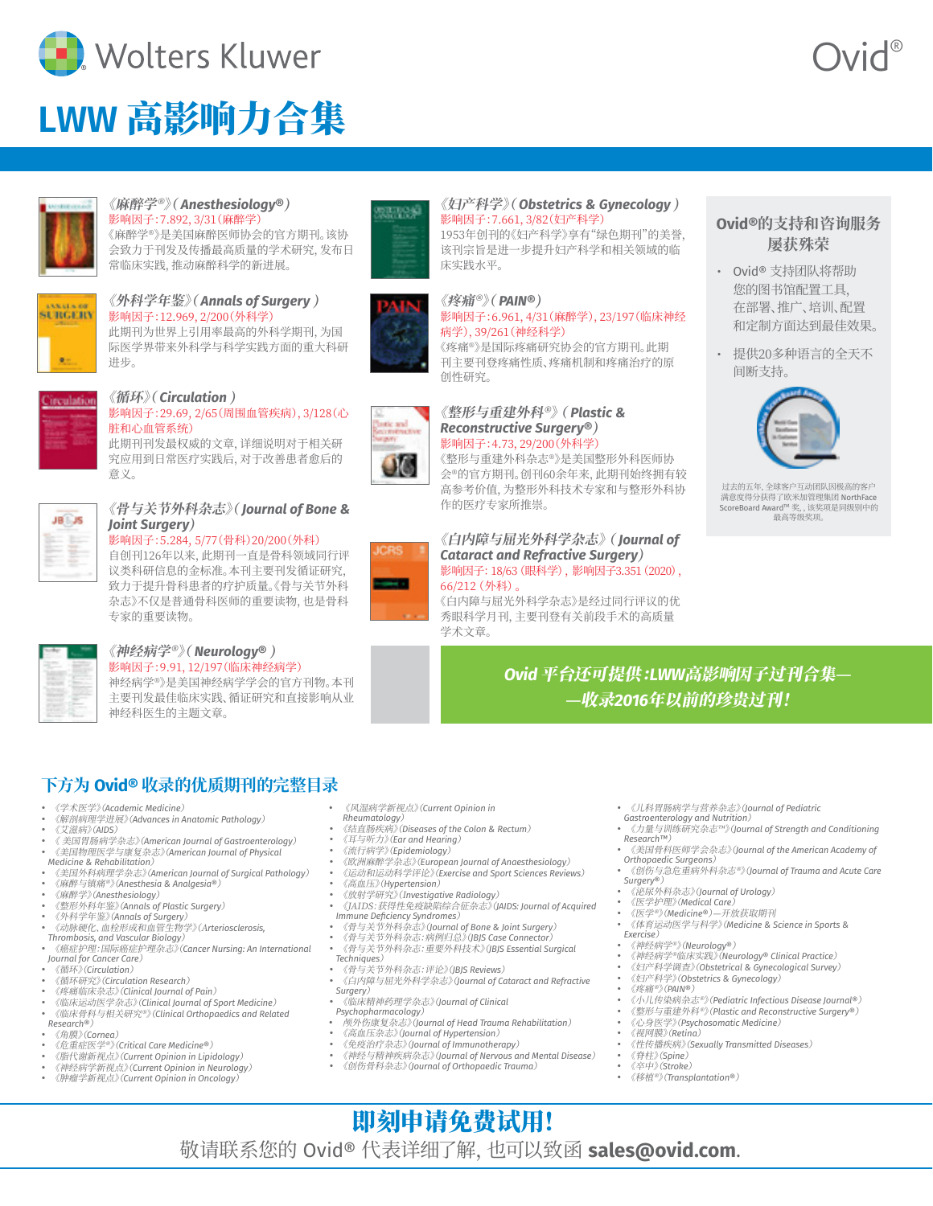Wolters Kluwer

Ovid®

# LWW 高影响力合集

### 《麻醉学®》( Anesthesiology® )

影响因子:7.892, 3/31(麻醉学)

《麻醉学®》是美国麻醉医师协会的官方期刊。该协会致力于刊发及传播最高质量的学术研究,发布日常临床实践,推动麻醉科学的新进展。

### 《外科学年鉴》( Annals of Surgery )

影响因子:12.969, 2/200(外科学)

此期刊为世界上引用率最高的外科学期刊,为国际医学界带来外科学与科学实践方面的重大科研进步。

### 《循环》( Circulation )

影响因子:29.69, 2/65(周围血管疾病), 3/128(心脏和心血管系统)

此期刊刊发最权威的文章,详细说明对于相关研究应用到日常医疗实践后,对于改善患者愈后的意义。

### 《骨与关节外科杂志》( Journal of Bone & Joint Surgery)

影响因子:5.284, 5/77(骨科)20/200(外科)

自创刊126年以来,此期刊一直是骨科领域同行评议类科研信息的金标准。本刊主要刊发循证研究,致力于提升骨科患者的疗护质量。《骨与关节外科杂志》不仅是普通骨科医师的重要读物,也是骨科专家的重要读物。

### 《神经病学®》( Neurology® )

影响因子:9.91, 12/197(临床神经病学)

神经病学®》是美国神经病学学会的官方刊物。本刊主要刊发最佳临床实践、循证研究和直接影响从业神经科医生的主题文章。

### 《妇产科学》( Obstetrics & Gynecology )

影响因子:7.661, 3/82(妇产科学)

1953年创刊的《妇产科学》享有"绿色期刊"的美誉,该刊宗旨是进一步提升妇产科学和相关领域的临床实践水平。

### 《疼痛®》( PAIN® )

影响因子:6.961, 4/31(麻醉学), 23/197(临床神经病学), 39/261(神经科学)

《疼痛®》是国际疼痛研究协会的官方期刊。此期刊主要刊登疼痛性质、疼痛机制和疼痛治疗的原创性研究。

### 《整形与重建外科®》( Plastic & Reconstructive Surgery®)

影响因子:4.73, 29/200(外科学)

《整形与重建外科杂志®》是美国整形外科医师协会®的官方期刊。创刊60余年来,此期刊始终拥有较高参考价值,为整形外科技术专家和整形外科外科的医疗专家所推崇。

### 《白内障与屈光外科学杂志》( Journal of Cataract and Refractive Surgery)

影响因子: 18/63 (眼科学) , 影响因子3.351 (2020) , 66/212 (外科) 。

《白内障与屈光外科学杂志》是经过同行评议的优秀眼科学月刊, 主要刊登有关前段手术的高质量学术文章。

## Ovid®的支持和咨询服务屡获殊荣

- Ovid® 支持团队将帮助您的图书馆配置工具,在部署、推广、培训、配置和定制方面达到最佳效果。
- 提供20多种语言的全天不间断支持。

过去的五年, 全球客户互动团队因极高的客户满意度得分获得了欧米加置集团 NorthFace ScoreBoard Award™ 奖, 该奖项是同级别中的最高等级奖项。

**Ovid 平台还可提供:LWW高影响因子过刊合集——收录2016年以前的珍贵过刊!**

## 下方为 Ovid® 收录的优质期刊的完整目录

- 《学术医学》(Academic Medicine)
- 《解剖病理学进展®》(Advances in Anatomic Pathology)
- 《艾滋病》(AIDS)
- 《美国胃肠病学杂志》(American Journal of Gastroenterology)
- 《美国物理医学与康复杂志》(American Journal of Physical Medicine & Rehabilitation)
- 《美国外科病理学杂志》(American Journal of Surgical Pathology)
- 《麻醉与镇痛®》(Anesthesia & Analgesia®)
- 《麻醉学》(Anesthesiology)
- 《整形外科年鉴》(Annals of Plastic Surgery)
- 《外科学年鉴》(Annals of Surgery)
- 《动脉硬化、血栓形成和血管生物学》(Arteriosclerosis, Thrombosis, and Vascular Biology)
- 《癌症护理:国际癌症护理杂志》(Cancer Nursing: An International Journal for Cancer Care)
- 《循环》(Circulation)
- 《循环研究》(Circulation Research)
- 《疼痛临床杂志》(Clinical Journal of Pain)
- 《临床运动医学杂志》(Clinical Journal of Sport Medicine)
- 《临床骨科与相关研究®》(Clinical Orthopaedics and Related Research®)
- 《角膜》(Cornea)
- 《危重症医学®》(Critical Care Medicine®)
- 《脂代谢新视点》(Current Opinion in Lipidology)
- 《神经病学新视点》(Current Opinion in Neurology)
- 《肿瘤学新视点》(Current Opinion in Oncology)
- 《风湿病学新视点》(Current Opinion in Rheumatology)
- 《结直肠疾病》(Diseases of the Colon & Rectum)
- 《耳与听力》(Ear and Hearing)
- 《流行病学》(Epidemiology)
- 《欧洲麻醉学杂志》(European Journal of Anaesthesiology)
- 《运动和运动科学评论》(Exercise and Sport Sciences Reviews)
- 《高血压》(Hypertension)
- 《放射学研究》(Investigative Radiology)
- 《JAIDS: 获得性免疫缺陷综合征杂志》(JAIDS: Journal of Acquired Immune Deficiency Syndromes)
- 《骨与关节外科杂志》(Journal of Bone & Joint Surgery)
- 《骨与关节外科杂志:病例汇总》(JBJS Case Connector)
- 《骨与关节外科杂志:重要外科技术》(JBJS Essential Surgical Techniques)
- 《骨与关节外科杂志:评论》(JBJS Reviews)
- 《白内障与屈光外科学杂志》(Journal of Cataract and Refractive Surgery)
- 《临床精神药理学杂志》(Journal of Clinical Psychopharmacology)
- 《颅外伤康复杂志》(Journal of Head Trauma Rehabilitation)
- 《高血压杂志》(Journal of Hypertension)
- 《免疫治疗杂志》(Journal of Immunotherapy)
- 《神经与精神疾病杂志》(Journal of Nervous and Mental Disease)
- 《创伤骨科杂志》(Journal of Orthopaedic Trauma)
- 《儿科胃肠病学与营养杂志》(Journal of Pediatric Gastroenterology and Nutrition)
- 《力量与训练研究杂志™》(Journal of Strength and Conditioning Research™)
- 《美国骨科医师学会杂志》(Journal of the American Academy of Orthopaedic Surgeons)
- 《创伤与急危重病外科杂志®》(Journal of Trauma and Acute Care Surgery®)
- 《泌尿外科杂志》(Journal of Urology)
- 《医学护理》(Medical Care)
- 《医学®》(Medicine®)—开放获取期刊
- 《体育运动医学与科学》(Medicine & Science in Sports & Exercise)
- 《神经病学®》(Neurology®)
- 《神经病学®临床实践》(Neurology® Clinical Practice)
- 《妇产科学调查》(Obstetrical & Gynecological Survey)
- 《妇产科学》(Obstetrics & Gynecology)
- 《疼痛®》(PAIN®)
- 《小儿传染病杂志®》(Pediatric Infectious Disease Journal®)
- 《整形与重建外科®》(Plastic and Reconstructive Surgery®)
- 《心身医学》(Psychosomatic Medicine)
- 《视网膜》(Retina)
- 《性传播疾病》(Sexually Transmitted Diseases)
- 《脊柱》(Spine)
- 《卒中》(Stroke)
- 《移植®》(Transplantation®)

## 即刻申请免费试用!

敬请联系您的 Ovid® 代表详细了解, 也可以致函 **sales@ovid.com**.